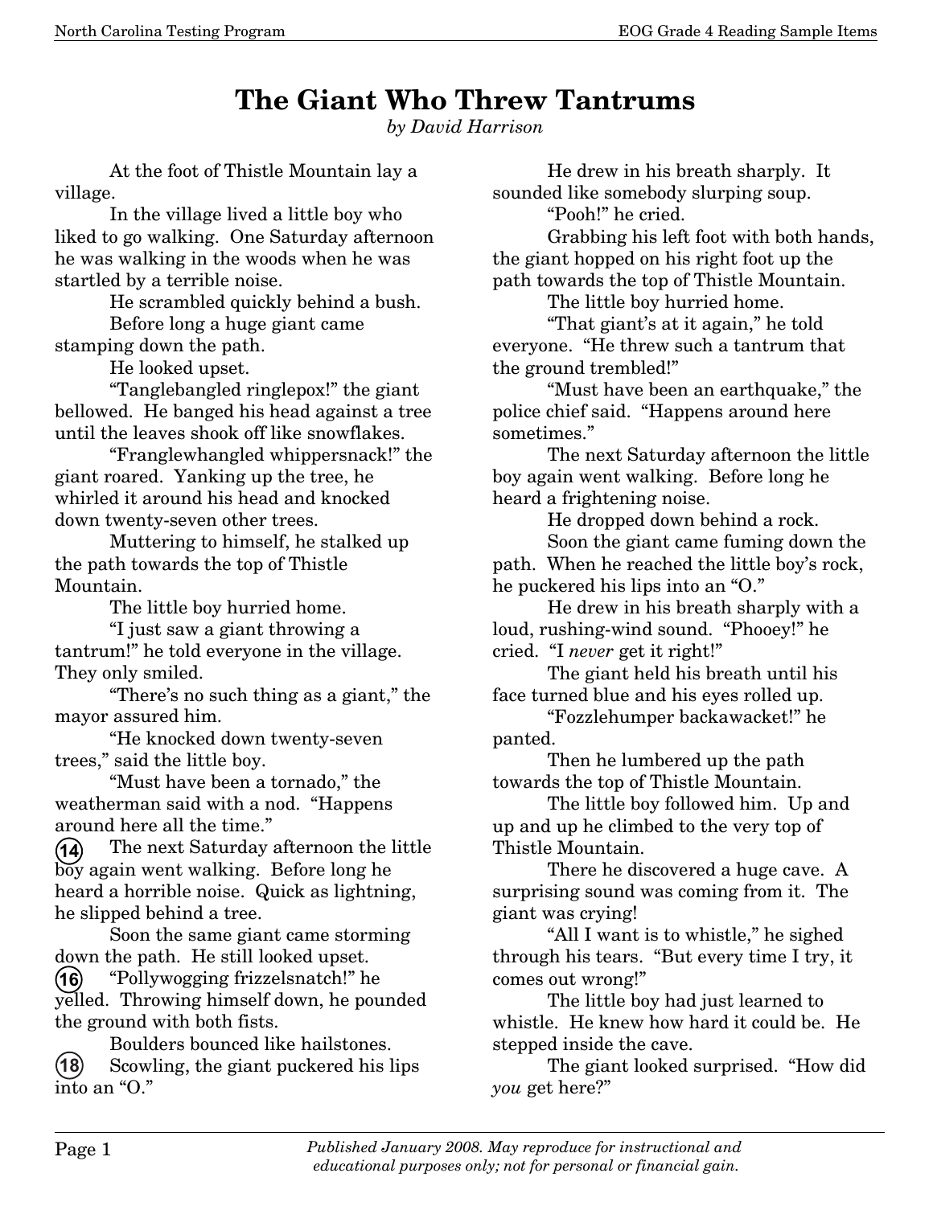# The Giant Who Threw Tantrums

*by David Harrison*

At the foot of Thistle Mountain lay a village.

In the village lived a little boy who liked to go walking. One Saturday afternoon he was walking in the woods when he was startled by a terrible noise.

He scrambled quickly behind a bush.

Before long a huge giant came stamping down the path.

He looked upset.

"Tanglebangled ringlepox!" the giant bellowed. He banged his head against a tree until the leaves shook off like snowflakes.

"Franglewhangled whippersnack!" the giant roared. Yanking up the tree, he whirled it around his head and knocked down twenty-seven other trees.

Muttering to himself, he stalked up the path towards the top of Thistle Mountain.

The little boy hurried home.

"I just saw a giant throwing a tantrum!" he told everyone in the village. They only smiled.

"There's no such thing as a giant," the mayor assured him.

"He knocked down twenty-seven trees," said the little boy.

"Must have been a tornado," the weatherman said with a nod. "Happens around here all the time."

(14) The next Saturday afternoon the little boy again went walking. Before long he heard a horrible noise. Quick as lightning, he slipped behind a tree.

Soon the same giant came storming down the path. He still looked upset.

(16) "Pollywogging frizzelsnatch!" he yelled. Throwing himself down, he pounded the ground with both fists.

Boulders bounced like hailstones.

(18) Scowling, the giant puckered his lips into an "O."

He drew in his breath sharply. It sounded like somebody slurping soup.

"Pooh!" he cried.

Grabbing his left foot with both hands, the giant hopped on his right foot up the path towards the top of Thistle Mountain.

The little boy hurried home.

"That giant's at it again," he told everyone. "He threw such a tantrum that the ground trembled!"

"Must have been an earthquake," the police chief said. "Happens around here sometimes."

The next Saturday afternoon the little boy again went walking. Before long he heard a frightening noise.

He dropped down behind a rock.

Soon the giant came fuming down the path. When he reached the little boy's rock, he puckered his lips into an "O."

He drew in his breath sharply with a loud, rushing-wind sound. "Phooey!" he cried. "I *never* get it right!"

The giant held his breath until his face turned blue and his eyes rolled up.

"Fozzlehumper backawacket!" he panted.

Then he lumbered up the path towards the top of Thistle Mountain.

The little boy followed him. Up and up and up he climbed to the very top of Thistle Mountain.

There he discovered a huge cave. A surprising sound was coming from it. The giant was crying!

"All I want is to whistle," he sighed through his tears. "But every time I try, it comes out wrong!"

The little boy had just learned to whistle. He knew how hard it could be. He stepped inside the cave.

The giant looked surprised. "How did *you* get here?"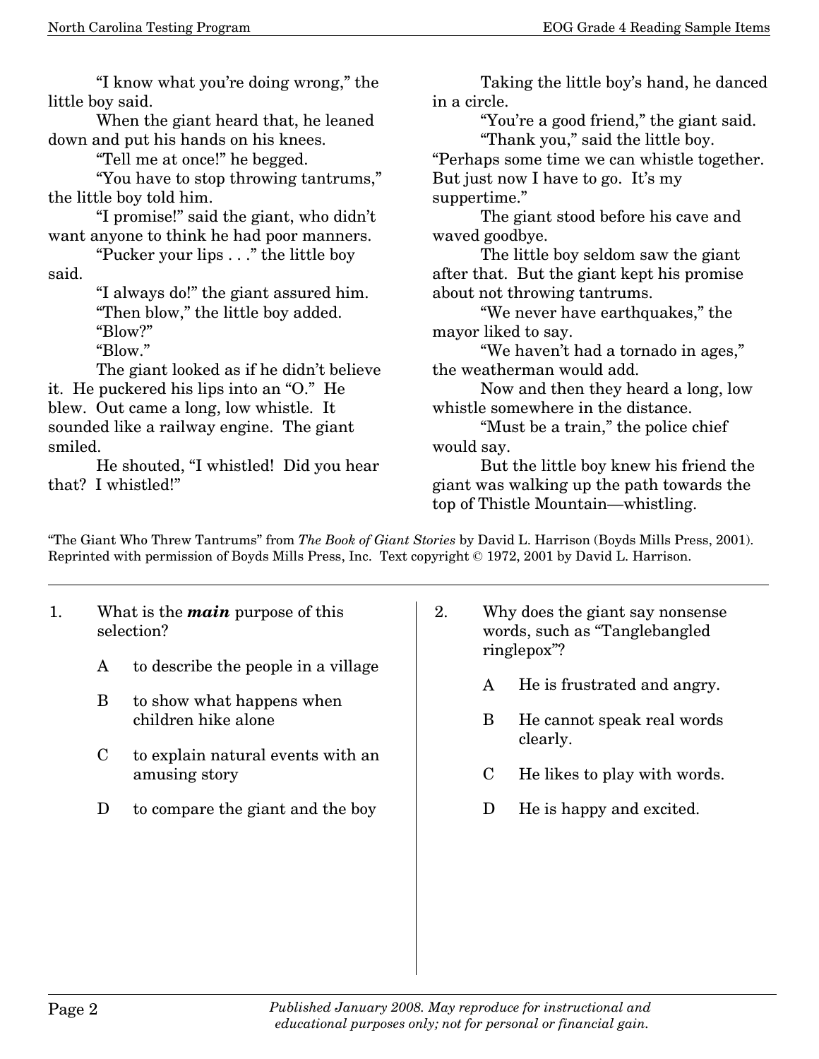"I know what you're doing wrong," the little boy said.

When the giant heard that, he leaned down and put his hands on his knees.

"Tell me at once!" he begged.

"You have to stop throwing tantrums," the little boy told him.

"I promise!" said the giant, who didn't want anyone to think he had poor manners.

"Pucker your lips . . ." the little boy said.

"I always do!" the giant assured him.

"Then blow," the little boy added.

"Blow?"

"Blow."

The giant looked as if he didn't believe it. He puckered his lips into an "O." He blew. Out came a long, low whistle. It sounded like a railway engine. The giant smiled.

He shouted, "I whistled! Did you hear that? I whistled!"

Taking the little boy's hand, he danced in a circle.

"You're a good friend," the giant said.

"Thank you," said the little boy. "Perhaps some time we can whistle together. But just now I have to go. It's my suppertime."

The giant stood before his cave and waved goodbye.

The little boy seldom saw the giant after that. But the giant kept his promise about not throwing tantrums.

"We never have earthquakes," the mayor liked to say.

"We haven't had a tornado in ages," the weatherman would add.

Now and then they heard a long, low whistle somewhere in the distance.

"Must be a train," the police chief would say.

But the little boy knew his friend the giant was walking up the path towards the top of Thistle Mountain—whistling.

"The Giant Who Threw Tantrums" from *The Book of Giant Stories* by David L. Harrison (Boyds Mills Press, 2001). Reprinted with permission of Boyds Mills Press, Inc. Text copyright © 1972, 2001 by David L. Harrison.

---

1. What is the ***main*** purpose of this selection?

   A to describe the people in a village

   B to show what happens when children hike alone

   C to explain natural events with an amusing story

   D to compare the giant and the boy

2. Why does the giant say nonsense words, such as "Tanglebangled ringlepox"?

   A He is frustrated and angry.

   B He cannot speak real words clearly.

   C He likes to play with words.

   D He is happy and excited.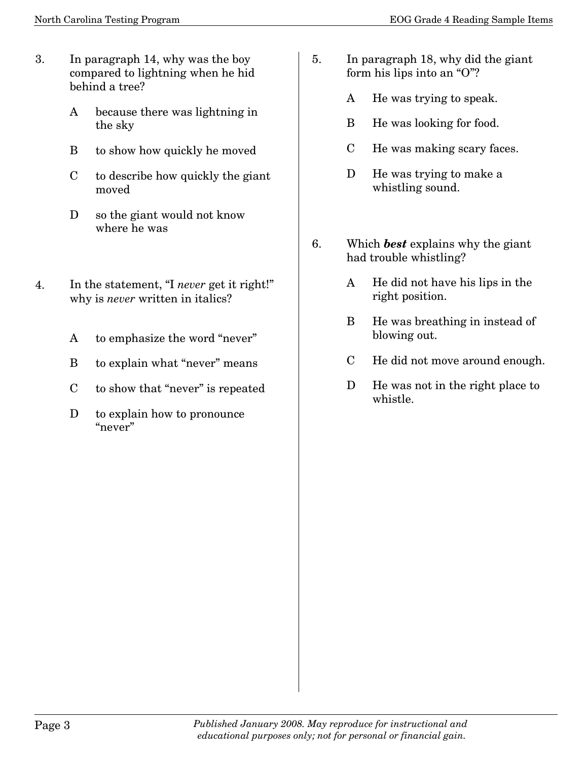3. In paragraph 14, why was the boy compared to lightning when he hid behind a tree?

   A because there was lightning in the sky

   B to show how quickly he moved

   C to describe how quickly the giant moved

   D so the giant would not know where he was

4. In the statement, "I *never* get it right!" why is *never* written in italics?

   A to emphasize the word "never"

   B to explain what "never" means

   C to show that "never" is repeated

   D to explain how to pronounce "never"

5. In paragraph 18, why did the giant form his lips into an "O"?

   A He was trying to speak.

   B He was looking for food.

   C He was making scary faces.

   D He was trying to make a whistling sound.

6. Which ***best*** explains why the giant had trouble whistling?

   A He did not have his lips in the right position.

   B He was breathing in instead of blowing out.

   C He did not move around enough.

   D He was not in the right place to whistle.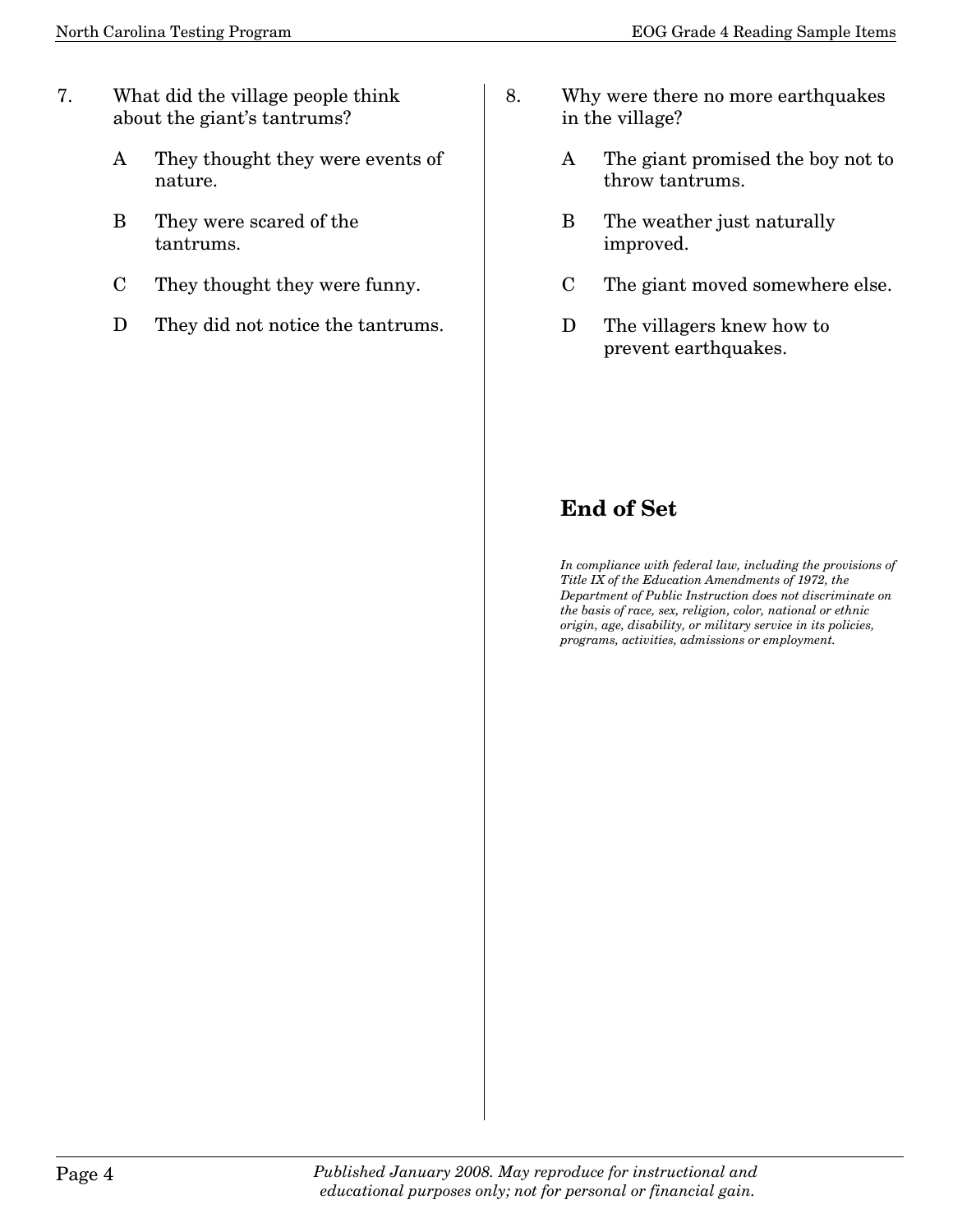7. What did the village people think about the giant's tantrums?

   A They thought they were events of nature.

   B They were scared of the tantrums.

   C They thought they were funny.

   D They did not notice the tantrums.

8. Why were there no more earthquakes in the village?

   A The giant promised the boy not to throw tantrums.

   B The weather just naturally improved.

   C The giant moved somewhere else.

   D The villagers knew how to prevent earthquakes.

## End of Set

*In compliance with federal law, including the provisions of Title IX of the Education Amendments of 1972, the Department of Public Instruction does not discriminate on the basis of race, sex, religion, color, national or ethnic origin, age, disability, or military service in its policies, programs, activities, admissions or employment.*

*Published January 2008. May reproduce for instructional and educational purposes only; not for personal or financial gain.*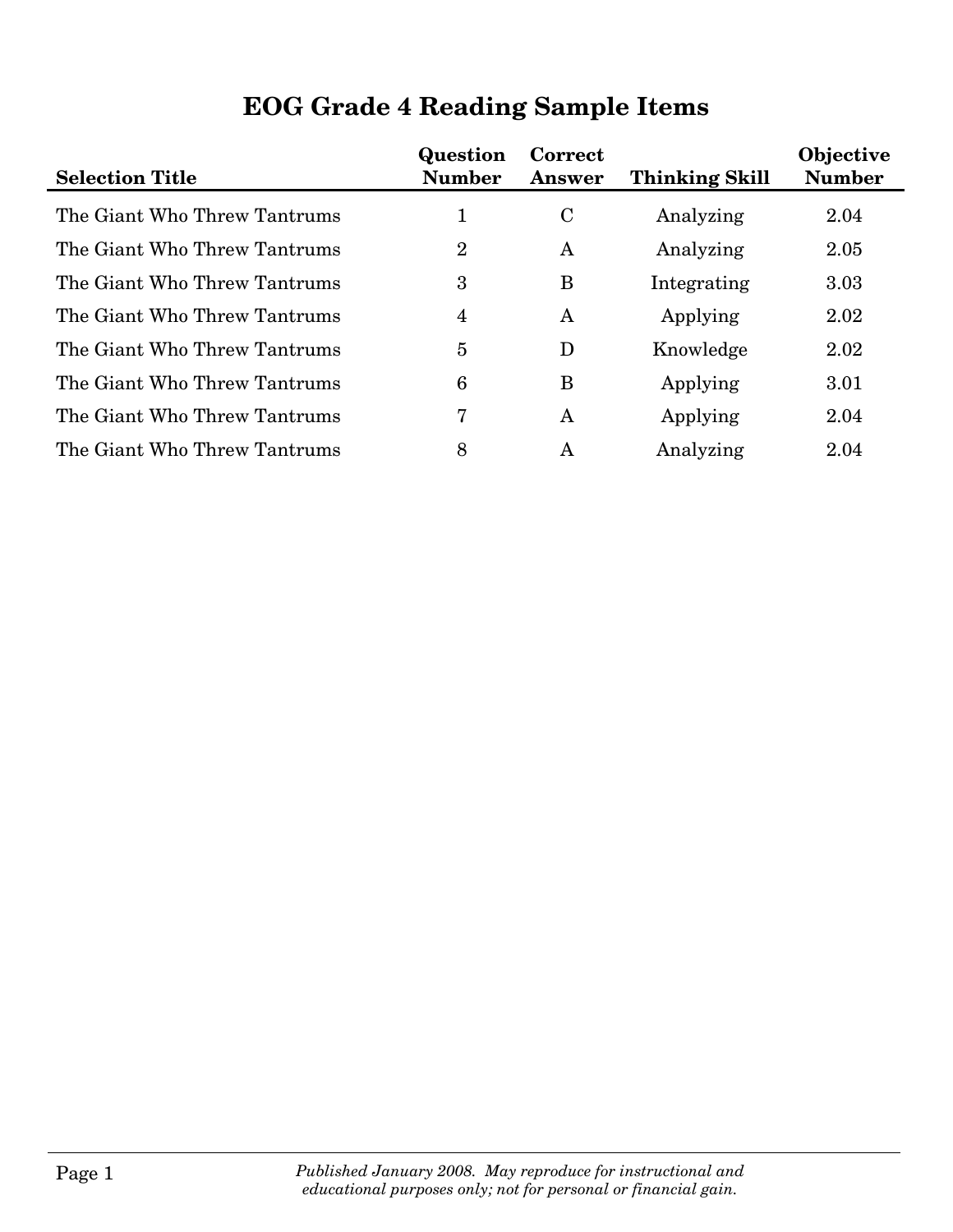# EOG Grade 4 Reading Sample Items

| Selection Title | Question Number | Correct Answer | Thinking Skill | Objective Number |
|---|---|---|---|---|
| The Giant Who Threw Tantrums | 1 | C | Analyzing | 2.04 |
| The Giant Who Threw Tantrums | 2 | A | Analyzing | 2.05 |
| The Giant Who Threw Tantrums | 3 | B | Integrating | 3.03 |
| The Giant Who Threw Tantrums | 4 | A | Applying | 2.02 |
| The Giant Who Threw Tantrums | 5 | D | Knowledge | 2.02 |
| The Giant Who Threw Tantrums | 6 | B | Applying | 3.01 |
| The Giant Who Threw Tantrums | 7 | A | Applying | 2.04 |
| The Giant Who Threw Tantrums | 8 | A | Analyzing | 2.04 |

*Published January 2008. May reproduce for instructional and educational purposes only; not for personal or financial gain.*